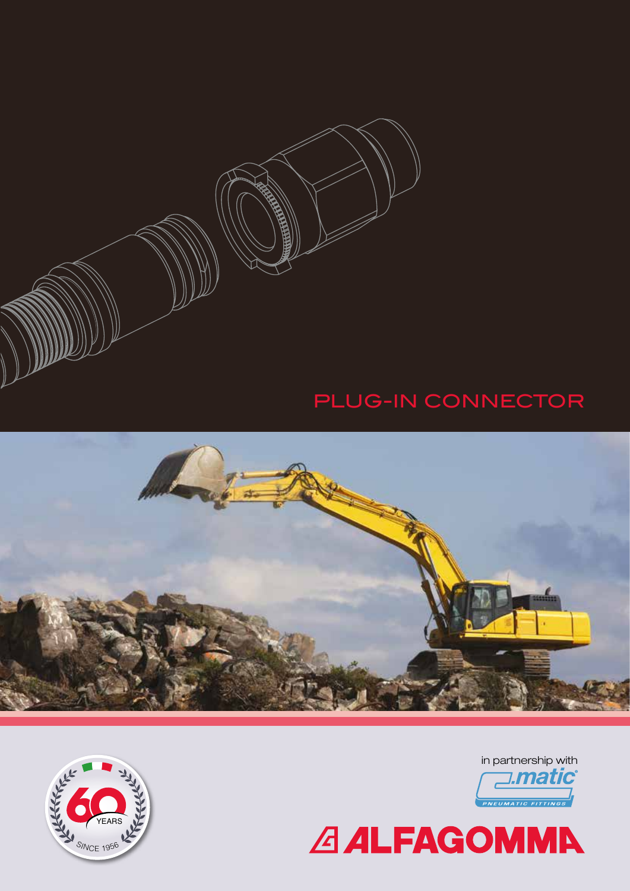# PLUG-IN CONNECTOR

60 YEARS SINCE 1956

in partnership with

.matic PNEUMATIC FITTINGS

ALFAGOMMA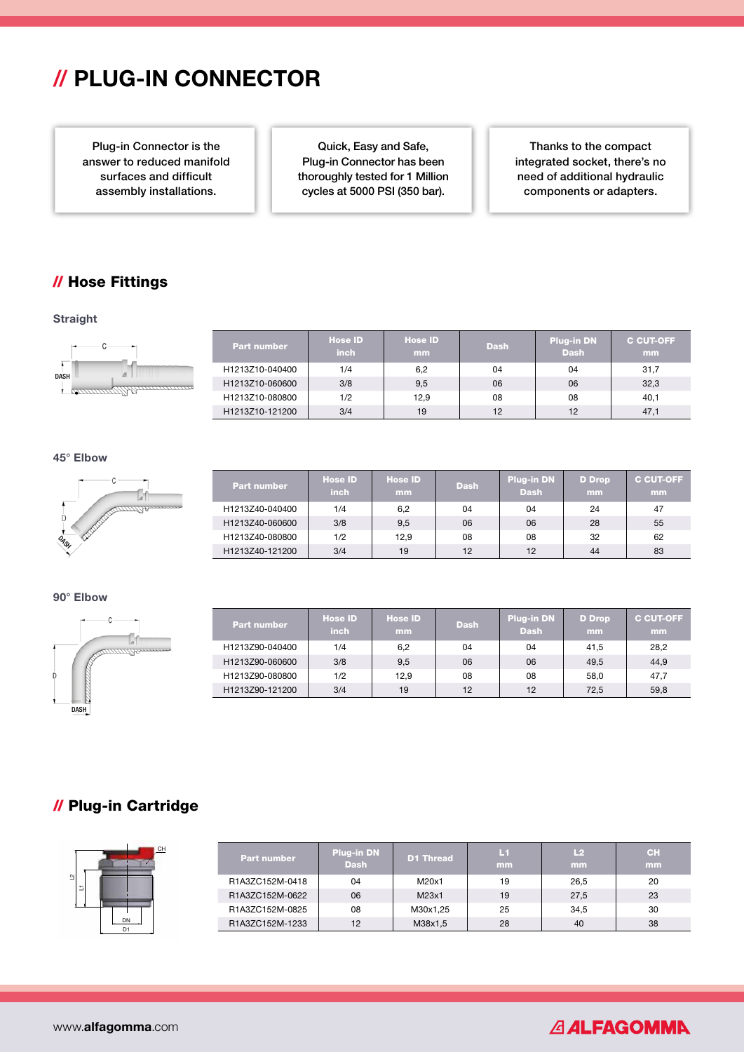# // PLUG-IN CONNECTOR

Plug-in Connector is the answer to reduced manifold surfaces and difficult assembly installations.

Quick, Easy and Safe, Plug-in Connector has been thoroughly tested for 1 Million cycles at 5000 PSI (350 bar).

Thanks to the compact integrated socket, there's no need of additional hydraulic components or adapters.

## // Hose Fittings

### Straight

| Part number | Hose ID inch | Hose ID mm | Dash | Plug-in DN Dash | C CUT-OFF mm |
|---|---|---|---|---|---|
| H1213Z10-040400 | 1/4 | 6,2 | 04 | 04 | 31,7 |
| H1213Z10-060600 | 3/8 | 9,5 | 06 | 06 | 32,3 |
| H1213Z10-080800 | 1/2 | 12,9 | 08 | 08 | 40,1 |
| H1213Z10-121200 | 3/4 | 19 | 12 | 12 | 47,1 |

### 45° Elbow

| Part number | Hose ID inch | Hose ID mm | Dash | Plug-in DN Dash | D Drop mm | C CUT-OFF mm |
|---|---|---|---|---|---|---|
| H1213Z40-040400 | 1/4 | 6,2 | 04 | 04 | 24 | 47 |
| H1213Z40-060600 | 3/8 | 9,5 | 06 | 06 | 28 | 55 |
| H1213Z40-080800 | 1/2 | 12,9 | 08 | 08 | 32 | 62 |
| H1213Z40-121200 | 3/4 | 19 | 12 | 12 | 44 | 83 |

### 90° Elbow

| Part number | Hose ID inch | Hose ID mm | Dash | Plug-in DN Dash | D Drop mm | C CUT-OFF mm |
|---|---|---|---|---|---|---|
| H1213Z90-040400 | 1/4 | 6,2 | 04 | 04 | 41,5 | 28,2 |
| H1213Z90-060600 | 3/8 | 9,5 | 06 | 06 | 49,5 | 44,9 |
| H1213Z90-080800 | 1/2 | 12,9 | 08 | 08 | 58,0 | 47,7 |
| H1213Z90-121200 | 3/4 | 19 | 12 | 12 | 72,5 | 59,8 |

## // Plug-in Cartridge

| Part number | Plug-in DN Dash | D1 Thread | L1 mm | L2 mm | CH mm |
|---|---|---|---|---|---|
| R1A3ZC152M-0418 | 04 | M20x1 | 19 | 26,5 | 20 |
| R1A3ZC152M-0622 | 06 | M23x1 | 19 | 27,5 | 23 |
| R1A3ZC152M-0825 | 08 | M30x1,25 | 25 | 34,5 | 30 |
| R1A3ZC152M-1233 | 12 | M38x1,5 | 28 | 40 | 38 |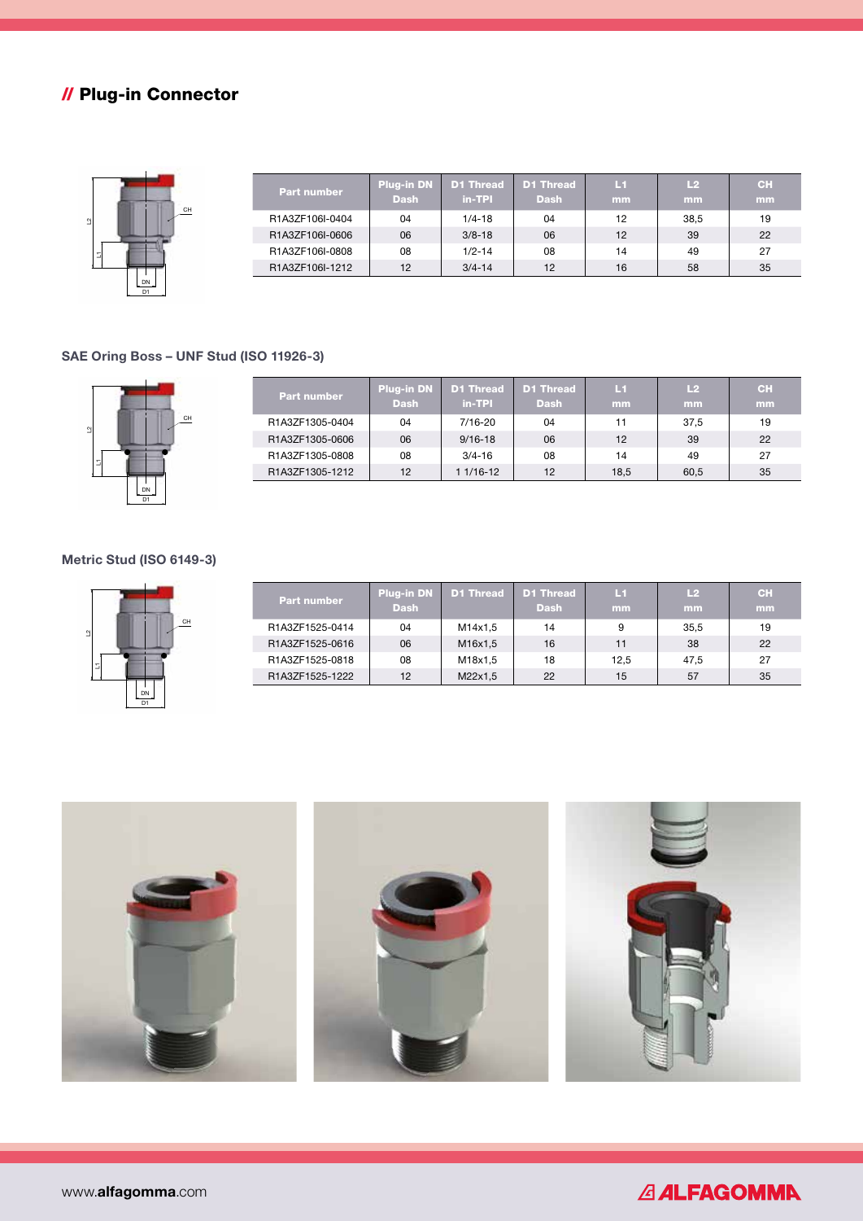## // Plug-in Connector

| Part number | Plug-in DN Dash | D1 Thread in-TPI | D1 Thread Dash | L1 mm | L2 mm | CH mm |
|---|---|---|---|---|---|---|
| R1A3ZF106I-0404 | 04 | 1/4-18 | 04 | 12 | 38,5 | 19 |
| R1A3ZF106I-0606 | 06 | 3/8-18 | 06 | 12 | 39 | 22 |
| R1A3ZF106I-0808 | 08 | 1/2-14 | 08 | 14 | 49 | 27 |
| R1A3ZF106I-1212 | 12 | 3/4-14 | 12 | 16 | 58 | 35 |

### SAE Oring Boss – UNF Stud (ISO 11926-3)

| Part number | Plug-in DN Dash | D1 Thread in-TPI | D1 Thread Dash | L1 mm | L2 mm | CH mm |
|---|---|---|---|---|---|---|
| R1A3ZF1305-0404 | 04 | 7/16-20 | 04 | 11 | 37,5 | 19 |
| R1A3ZF1305-0606 | 06 | 9/16-18 | 06 | 12 | 39 | 22 |
| R1A3ZF1305-0808 | 08 | 3/4-16 | 08 | 14 | 49 | 27 |
| R1A3ZF1305-1212 | 12 | 1 1/16-12 | 12 | 18,5 | 60,5 | 35 |

### Metric Stud (ISO 6149-3)

| Part number | Plug-in DN Dash | D1 Thread | D1 Thread Dash | L1 mm | L2 mm | CH mm |
|---|---|---|---|---|---|---|
| R1A3ZF1525-0414 | 04 | M14x1,5 | 14 | 9 | 35,5 | 19 |
| R1A3ZF1525-0616 | 06 | M16x1,5 | 16 | 11 | 38 | 22 |
| R1A3ZF1525-0818 | 08 | M18x1,5 | 18 | 12,5 | 47,5 | 27 |
| R1A3ZF1525-1222 | 12 | M22x1,5 | 22 | 15 | 57 | 35 |

www.alfagomma.com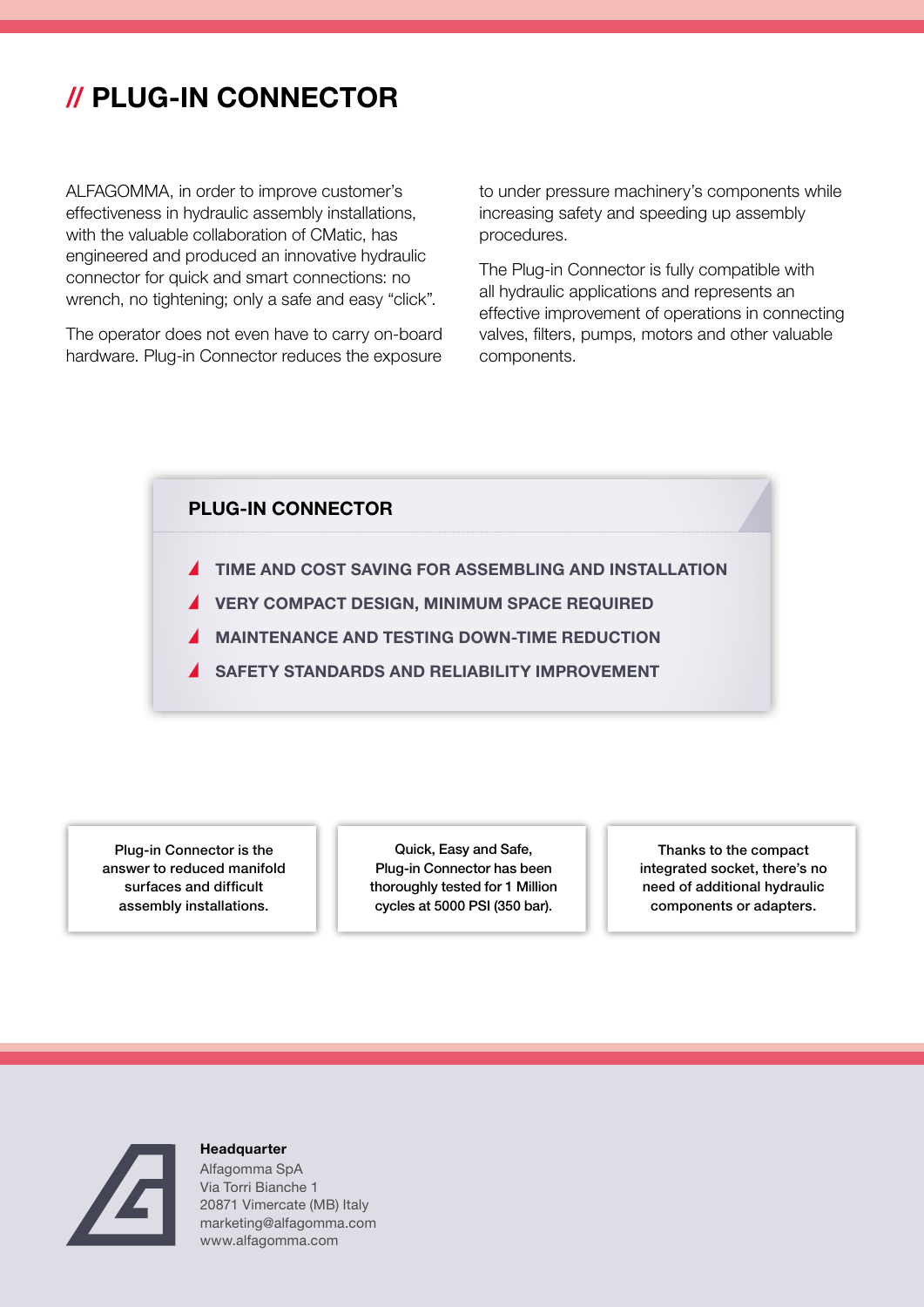// PLUG-IN CONNECTOR

ALFAGOMMA, in order to improve customer's effectiveness in hydraulic assembly installations, with the valuable collaboration of CMatic, has engineered and produced an innovative hydraulic connector for quick and smart connections: no wrench, no tightening; only a safe and easy "click".

The operator does not even have to carry on-board hardware. Plug-in Connector reduces the exposure to under pressure machinery's components while increasing safety and speeding up assembly procedures.

The Plug-in Connector is fully compatible with all hydraulic applications and represents an effective improvement of operations in connecting valves, filters, pumps, motors and other valuable components.

## PLUG-IN CONNECTOR

- **TIME AND COST SAVING FOR ASSEMBLING AND INSTALLATION**
- **VERY COMPACT DESIGN, MINIMUM SPACE REQUIRED**
- **MAINTENANCE AND TESTING DOWN-TIME REDUCTION**
- **SAFETY STANDARDS AND RELIABILITY IMPROVEMENT**

Plug-in Connector is the answer to reduced manifold surfaces and difficult assembly installations.

Quick, Easy and Safe, Plug-in Connector has been thoroughly tested for 1 Million cycles at 5000 PSI (350 bar).

Thanks to the compact integrated socket, there's no need of additional hydraulic components or adapters.

**Headquarter**
Alfagomma SpA
Via Torri Bianche 1
20871 Vimercate (MB) Italy
marketing@alfagomma.com
www.alfagomma.com